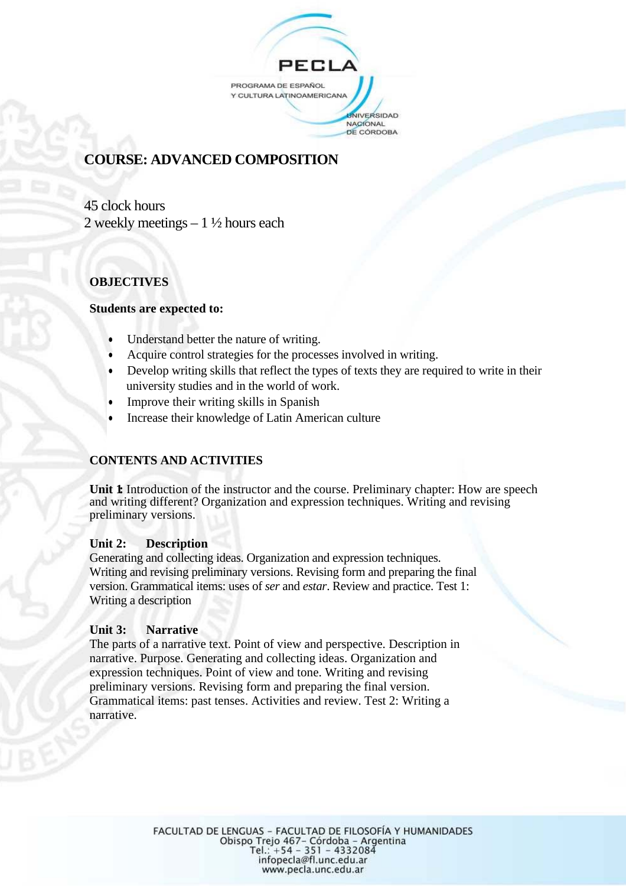# COURSE: ADVANCED COMPOSITION

45 clock hours
2 weekly meetings – 1 ½ hours each

## OBJECTIVES

**Students are expected to:**

- Understand better the nature of writing.
- Acquire control strategies for the processes involved in writing.
- Develop writing skills that reflect the types of texts they are required to write in their university studies and in the world of work.
- Improve their writing skills in Spanish
- Increase their knowledge of Latin American culture

## CONTENTS AND ACTIVITIES

**Unit 1:** Introduction of the instructor and the course. Preliminary chapter: How are speech and writing different? Organization and expression techniques. Writing and revising preliminary versions.

**Unit 2: Description**
Generating and collecting ideas. Organization and expression techniques. Writing and revising preliminary versions. Revising form and preparing the final version. Grammatical items: uses of *ser* and *estar*. Review and practice. Test 1: Writing a description

**Unit 3: Narrative**
The parts of a narrative text. Point of view and perspective. Description in narrative. Purpose. Generating and collecting ideas. Organization and expression techniques. Point of view and tone. Writing and revising preliminary versions. Revising form and preparing the final version. Grammatical items: past tenses. Activities and review. Test 2: Writing a narrative.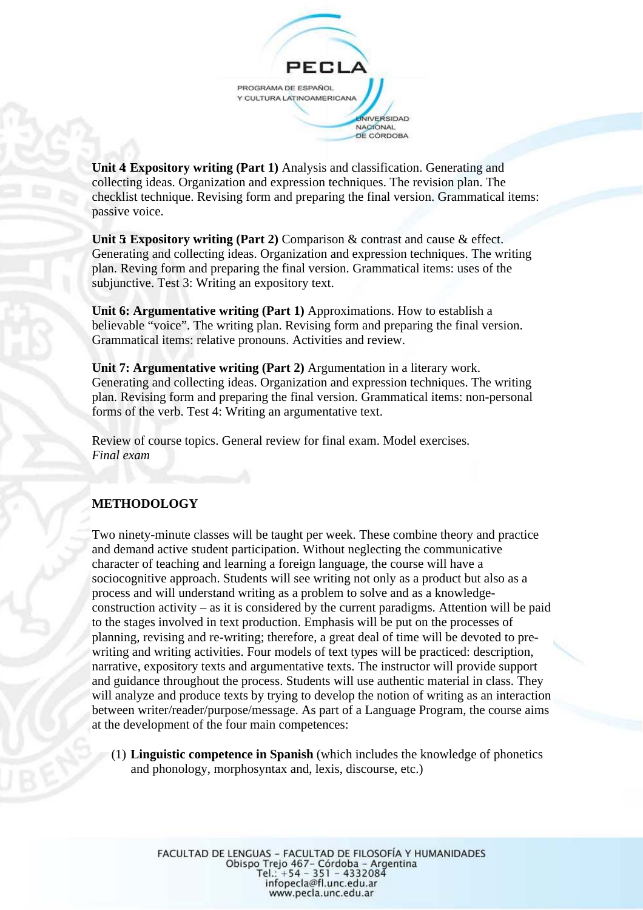**Unit 4 Expository writing (Part 1)** Analysis and classification. Generating and collecting ideas. Organization and expression techniques. The revision plan. The checklist technique. Revising form and preparing the final version. Grammatical items: passive voice.

**Unit 5 Expository writing (Part 2)** Comparison & contrast and cause & effect. Generating and collecting ideas. Organization and expression techniques. The writing plan. Reving form and preparing the final version. Grammatical items: uses of the subjunctive. Test 3: Writing an expository text.

**Unit 6: Argumentative writing (Part 1)** Approximations. How to establish a believable "voice". The writing plan. Revising form and preparing the final version. Grammatical items: relative pronouns. Activities and review.

**Unit 7: Argumentative writing (Part 2)** Argumentation in a literary work. Generating and collecting ideas. Organization and expression techniques. The writing plan. Revising form and preparing the final version. Grammatical items: non-personal forms of the verb. Test 4: Writing an argumentative text.

Review of course topics. General review for final exam. Model exercises.
*Final exam*

## METHODOLOGY

Two ninety-minute classes will be taught per week. These combine theory and practice and demand active student participation. Without neglecting the communicative character of teaching and learning a foreign language, the course will have a sociocognitive approach. Students will see writing not only as a product but also as a process and will understand writing as a problem to solve and as a knowledge-construction activity – as it is considered by the current paradigms. Attention will be paid to the stages involved in text production. Emphasis will be put on the processes of planning, revising and re-writing; therefore, a great deal of time will be devoted to pre-writing and writing activities. Four models of text types will be practiced: description, narrative, expository texts and argumentative texts. The instructor will provide support and guidance throughout the process. Students will use authentic material in class. They will analyze and produce texts by trying to develop the notion of writing as an interaction between writer/reader/purpose/message. As part of a Language Program, the course aims at the development of the four main competences:

(1) **Linguistic competence in Spanish** (which includes the knowledge of phonetics and phonology, morphosyntax and, lexis, discourse, etc.)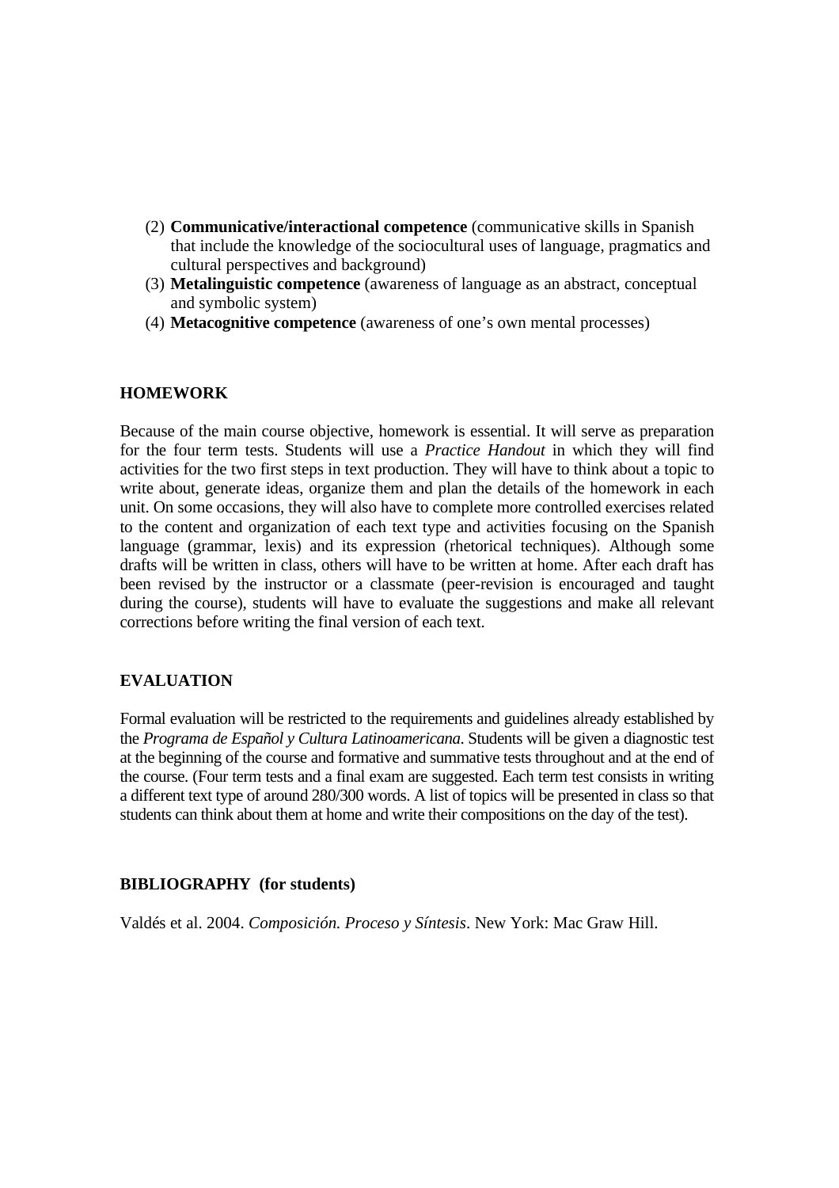(2) **Communicative/interactional competence** (communicative skills in Spanish that include the knowledge of the sociocultural uses of language, pragmatics and cultural perspectives and background)
(3) **Metalinguistic competence** (awareness of language as an abstract, conceptual and symbolic system)
(4) **Metacognitive competence** (awareness of one's own mental processes)

## HOMEWORK

Because of the main course objective, homework is essential. It will serve as preparation for the four term tests. Students will use a *Practice Handout* in which they will find activities for the two first steps in text production. They will have to think about a topic to write about, generate ideas, organize them and plan the details of the homework in each unit. On some occasions, they will also have to complete more controlled exercises related to the content and organization of each text type and activities focusing on the Spanish language (grammar, lexis) and its expression (rhetorical techniques). Although some drafts will be written in class, others will have to be written at home. After each draft has been revised by the instructor or a classmate (peer-revision is encouraged and taught during the course), students will have to evaluate the suggestions and make all relevant corrections before writing the final version of each text.

## EVALUATION

Formal evaluation will be restricted to the requirements and guidelines already established by the *Programa de Español y Cultura Latinoamericana*. Students will be given a diagnostic test at the beginning of the course and formative and summative tests throughout and at the end of the course. (Four term tests and a final exam are suggested. Each term test consists in writing a different text type of around 280/300 words. A list of topics will be presented in class so that students can think about them at home and write their compositions on the day of the test).

## BIBLIOGRAPHY (for students)

Valdés et al. 2004. *Composición. Proceso y Síntesis*. New York: Mac Graw Hill.